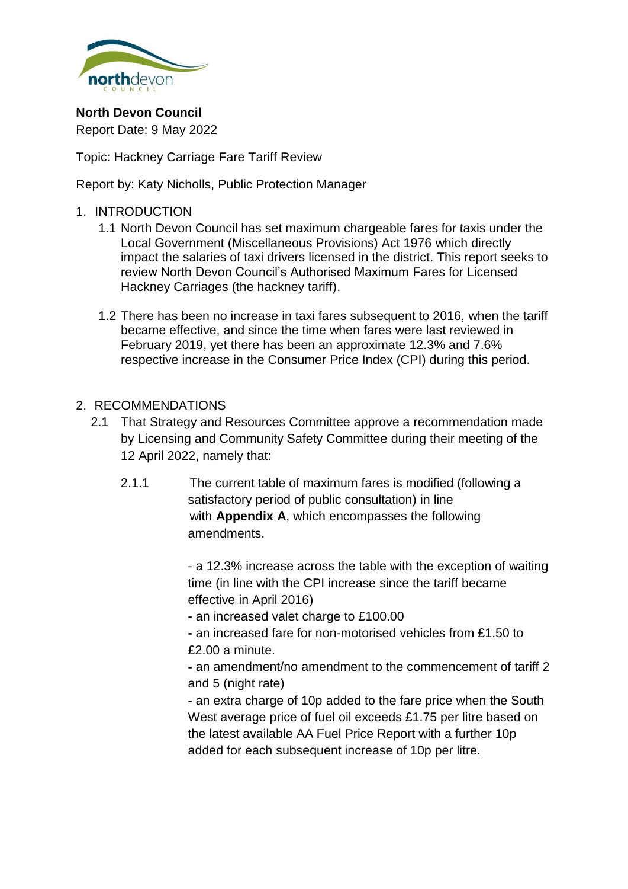**North Devon Council**
Report Date: 9 May 2022

Topic: Hackney Carriage Fare Tariff Review

Report by: Katy Nicholls, Public Protection Manager

1. INTRODUCTION
   1.1 North Devon Council has set maximum chargeable fares for taxis under the Local Government (Miscellaneous Provisions) Act 1976 which directly impact the salaries of taxi drivers licensed in the district. This report seeks to review North Devon Council's Authorised Maximum Fares for Licensed Hackney Carriages (the hackney tariff).

   1.2 There has been no increase in taxi fares subsequent to 2016, when the tariff became effective, and since the time when fares were last reviewed in February 2019, yet there has been an approximate 12.3% and 7.6% respective increase in the Consumer Price Index (CPI) during this period.

2. RECOMMENDATIONS
   2.1 That Strategy and Resources Committee approve a recommendation made by Licensing and Community Safety Committee during their meeting of the 12 April 2022, namely that:

      2.1.1 The current table of maximum fares is modified (following a satisfactory period of public consultation) in line with **Appendix A**, which encompasses the following amendments.

      - a 12.3% increase across the table with the exception of waiting time (in line with the CPI increase since the tariff became effective in April 2016)
      - an increased valet charge to £100.00
      - an increased fare for non-motorised vehicles from £1.50 to £2.00 a minute.
      - an amendment/no amendment to the commencement of tariff 2 and 5 (night rate)
      - an extra charge of 10p added to the fare price when the South West average price of fuel oil exceeds £1.75 per litre based on the latest available AA Fuel Price Report with a further 10p added for each subsequent increase of 10p per litre.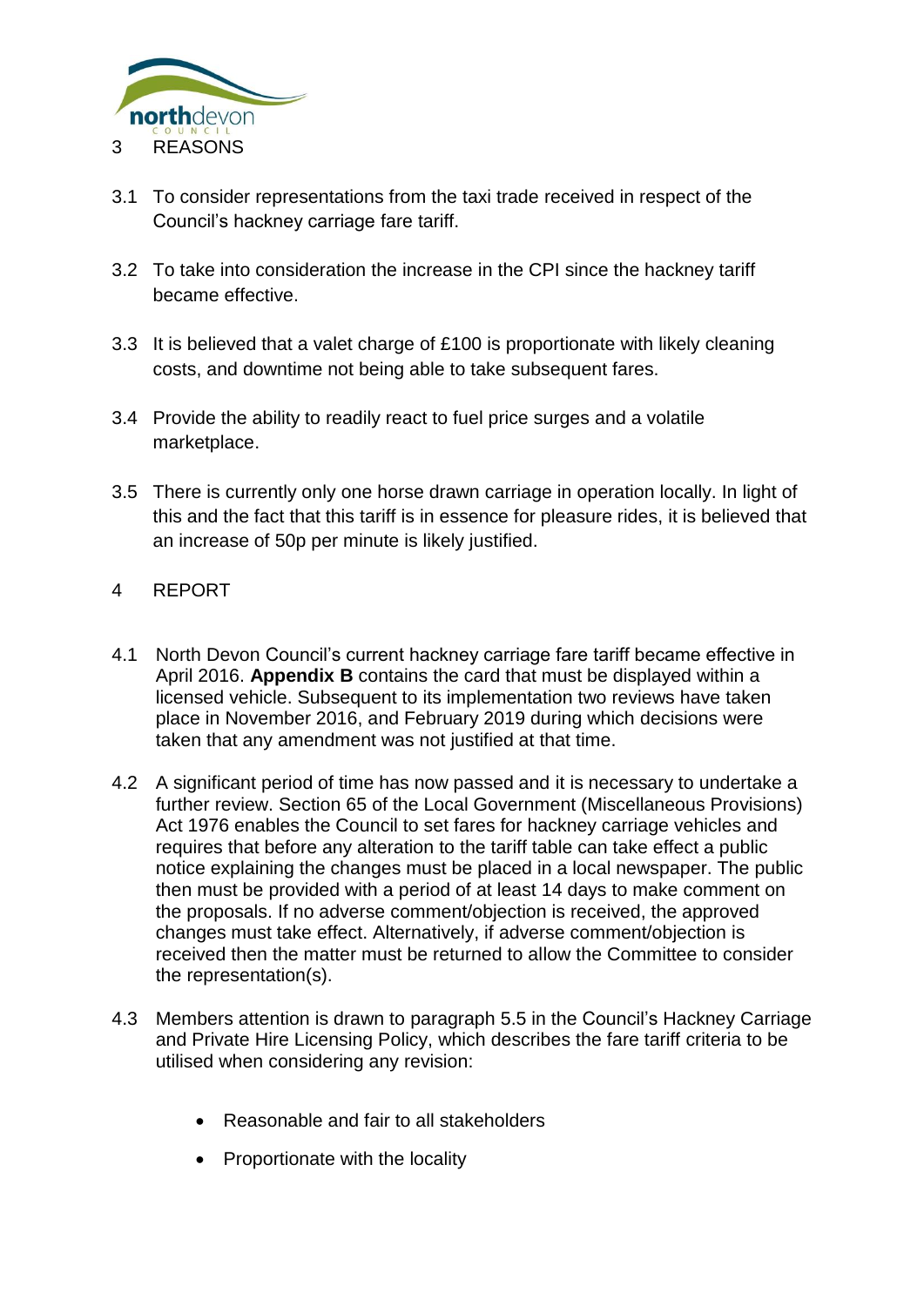## 3 REASONS

3.1 To consider representations from the taxi trade received in respect of the Council's hackney carriage fare tariff.

3.2 To take into consideration the increase in the CPI since the hackney tariff became effective.

3.3 It is believed that a valet charge of £100 is proportionate with likely cleaning costs, and downtime not being able to take subsequent fares.

3.4 Provide the ability to readily react to fuel price surges and a volatile marketplace.

3.5 There is currently only one horse drawn carriage in operation locally. In light of this and the fact that this tariff is in essence for pleasure rides, it is believed that an increase of 50p per minute is likely justified.

## 4 REPORT

4.1 North Devon Council's current hackney carriage fare tariff became effective in April 2016. **Appendix B** contains the card that must be displayed within a licensed vehicle. Subsequent to its implementation two reviews have taken place in November 2016, and February 2019 during which decisions were taken that any amendment was not justified at that time.

4.2 A significant period of time has now passed and it is necessary to undertake a further review. Section 65 of the Local Government (Miscellaneous Provisions) Act 1976 enables the Council to set fares for hackney carriage vehicles and requires that before any alteration to the tariff table can take effect a public notice explaining the changes must be placed in a local newspaper. The public then must be provided with a period of at least 14 days to make comment on the proposals. If no adverse comment/objection is received, the approved changes must take effect. Alternatively, if adverse comment/objection is received then the matter must be returned to allow the Committee to consider the representation(s).

4.3 Members attention is drawn to paragraph 5.5 in the Council's Hackney Carriage and Private Hire Licensing Policy, which describes the fare tariff criteria to be utilised when considering any revision:

- Reasonable and fair to all stakeholders
- Proportionate with the locality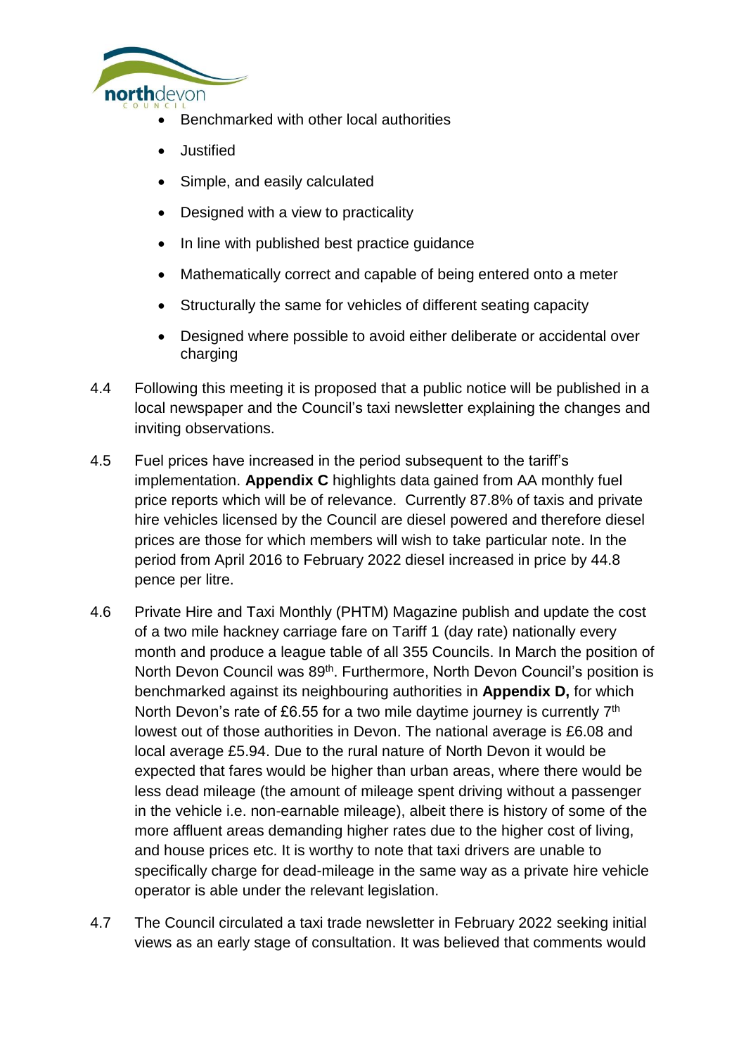- Benchmarked with other local authorities
- Justified
- Simple, and easily calculated
- Designed with a view to practicality
- In line with published best practice guidance
- Mathematically correct and capable of being entered onto a meter
- Structurally the same for vehicles of different seating capacity
- Designed where possible to avoid either deliberate or accidental over charging

4.4 Following this meeting it is proposed that a public notice will be published in a local newspaper and the Council's taxi newsletter explaining the changes and inviting observations.

4.5 Fuel prices have increased in the period subsequent to the tariff's implementation. **Appendix C** highlights data gained from AA monthly fuel price reports which will be of relevance. Currently 87.8% of taxis and private hire vehicles licensed by the Council are diesel powered and therefore diesel prices are those for which members will wish to take particular note. In the period from April 2016 to February 2022 diesel increased in price by 44.8 pence per litre.

4.6 Private Hire and Taxi Monthly (PHTM) Magazine publish and update the cost of a two mile hackney carriage fare on Tariff 1 (day rate) nationally every month and produce a league table of all 355 Councils. In March the position of North Devon Council was 89th. Furthermore, North Devon Council's position is benchmarked against its neighbouring authorities in **Appendix D,** for which North Devon's rate of £6.55 for a two mile daytime journey is currently 7th lowest out of those authorities in Devon. The national average is £6.08 and local average £5.94. Due to the rural nature of North Devon it would be expected that fares would be higher than urban areas, where there would be less dead mileage (the amount of mileage spent driving without a passenger in the vehicle i.e. non-earnable mileage), albeit there is history of some of the more affluent areas demanding higher rates due to the higher cost of living, and house prices etc. It is worthy to note that taxi drivers are unable to specifically charge for dead-mileage in the same way as a private hire vehicle operator is able under the relevant legislation.

4.7 The Council circulated a taxi trade newsletter in February 2022 seeking initial views as an early stage of consultation. It was believed that comments would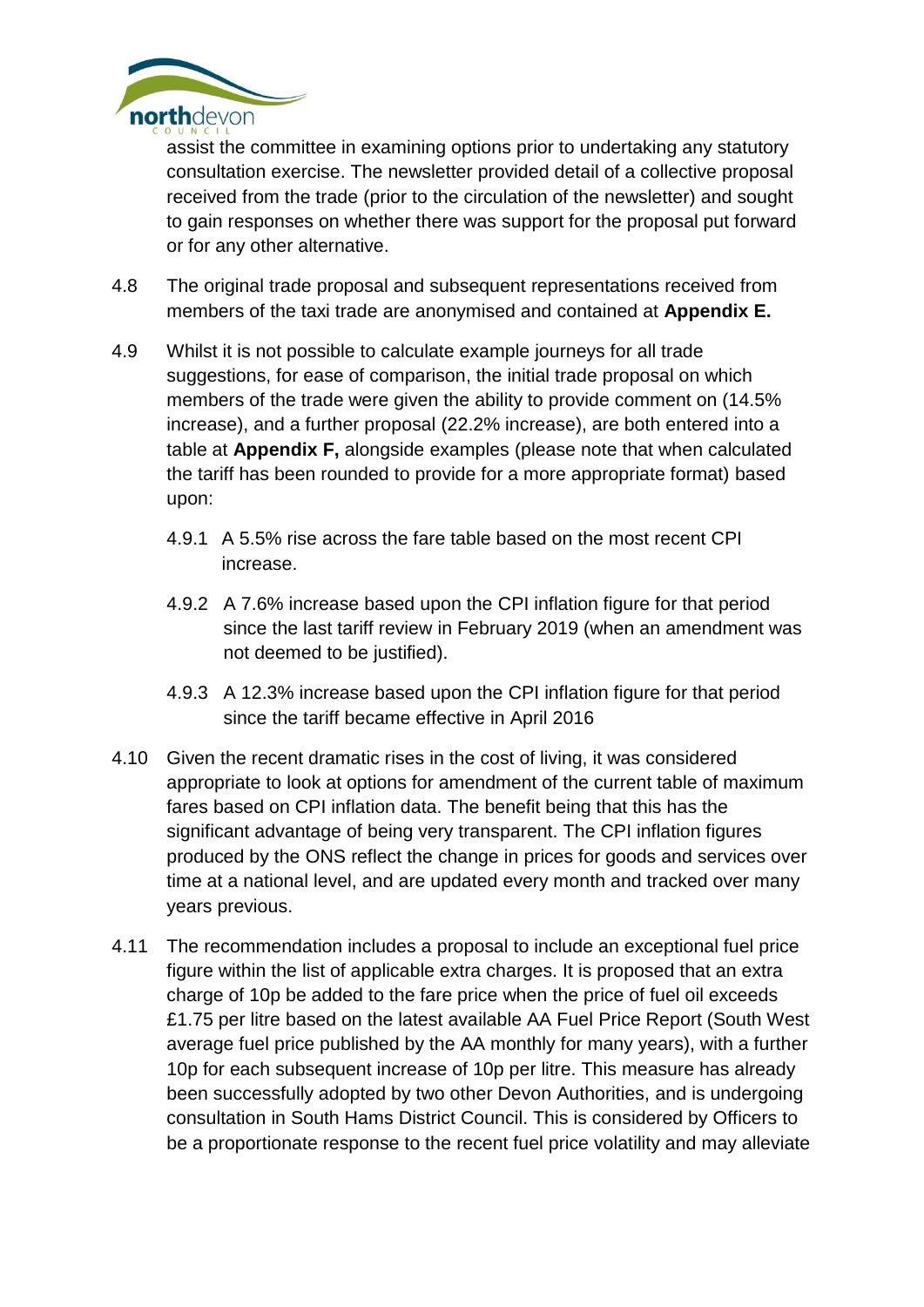assist the committee in examining options prior to undertaking any statutory consultation exercise. The newsletter provided detail of a collective proposal received from the trade (prior to the circulation of the newsletter) and sought to gain responses on whether there was support for the proposal put forward or for any other alternative.

4.8 The original trade proposal and subsequent representations received from members of the taxi trade are anonymised and contained at **Appendix E.**

4.9 Whilst it is not possible to calculate example journeys for all trade suggestions, for ease of comparison, the initial trade proposal on which members of the trade were given the ability to provide comment on (14.5% increase), and a further proposal (22.2% increase), are both entered into a table at **Appendix F,** alongside examples (please note that when calculated the tariff has been rounded to provide for a more appropriate format) based upon:

4.9.1 A 5.5% rise across the fare table based on the most recent CPI increase.

4.9.2 A 7.6% increase based upon the CPI inflation figure for that period since the last tariff review in February 2019 (when an amendment was not deemed to be justified).

4.9.3 A 12.3% increase based upon the CPI inflation figure for that period since the tariff became effective in April 2016

4.10 Given the recent dramatic rises in the cost of living, it was considered appropriate to look at options for amendment of the current table of maximum fares based on CPI inflation data. The benefit being that this has the significant advantage of being very transparent. The CPI inflation figures produced by the ONS reflect the change in prices for goods and services over time at a national level, and are updated every month and tracked over many years previous.

4.11 The recommendation includes a proposal to include an exceptional fuel price figure within the list of applicable extra charges. It is proposed that an extra charge of 10p be added to the fare price when the price of fuel oil exceeds £1.75 per litre based on the latest available AA Fuel Price Report (South West average fuel price published by the AA monthly for many years), with a further 10p for each subsequent increase of 10p per litre. This measure has already been successfully adopted by two other Devon Authorities, and is undergoing consultation in South Hams District Council. This is considered by Officers to be a proportionate response to the recent fuel price volatility and may alleviate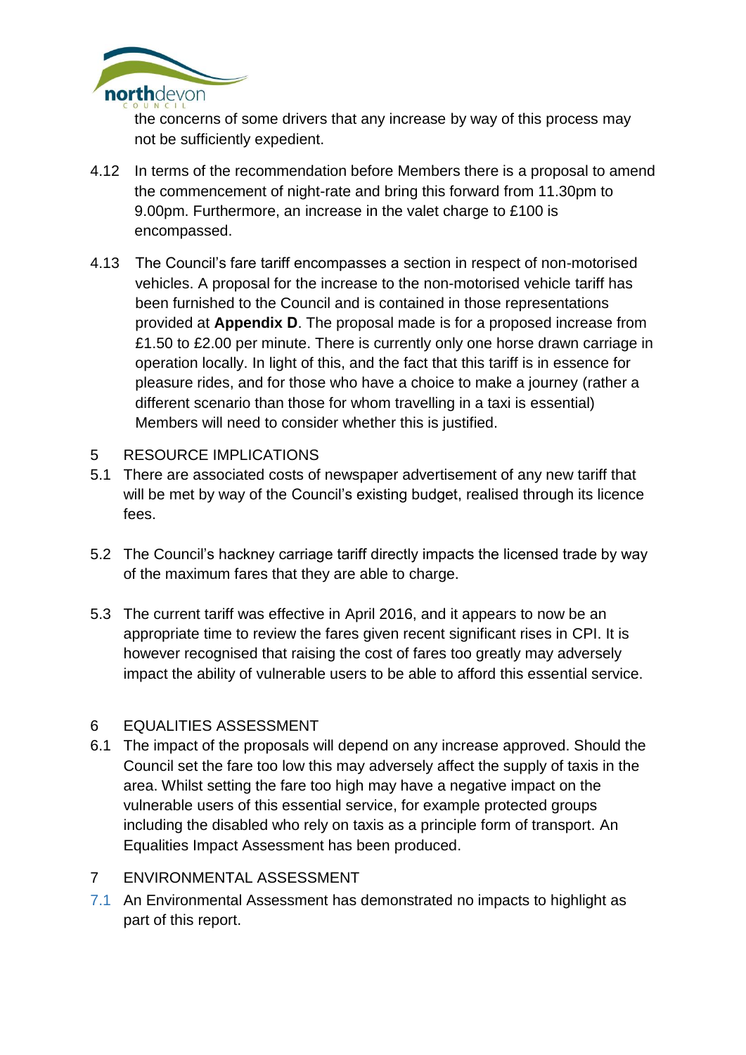the concerns of some drivers that any increase by way of this process may not be sufficiently expedient.

4.12 In terms of the recommendation before Members there is a proposal to amend the commencement of night-rate and bring this forward from 11.30pm to 9.00pm. Furthermore, an increase in the valet charge to £100 is encompassed.

4.13 The Council's fare tariff encompasses a section in respect of non-motorised vehicles. A proposal for the increase to the non-motorised vehicle tariff has been furnished to the Council and is contained in those representations provided at **Appendix D**. The proposal made is for a proposed increase from £1.50 to £2.00 per minute. There is currently only one horse drawn carriage in operation locally. In light of this, and the fact that this tariff is in essence for pleasure rides, and for those who have a choice to make a journey (rather a different scenario than those for whom travelling in a taxi is essential) Members will need to consider whether this is justified.

## 5 RESOURCE IMPLICATIONS

5.1 There are associated costs of newspaper advertisement of any new tariff that will be met by way of the Council's existing budget, realised through its licence fees.

5.2 The Council's hackney carriage tariff directly impacts the licensed trade by way of the maximum fares that they are able to charge.

5.3 The current tariff was effective in April 2016, and it appears to now be an appropriate time to review the fares given recent significant rises in CPI. It is however recognised that raising the cost of fares too greatly may adversely impact the ability of vulnerable users to be able to afford this essential service.

## 6 EQUALITIES ASSESSMENT

6.1 The impact of the proposals will depend on any increase approved. Should the Council set the fare too low this may adversely affect the supply of taxis in the area. Whilst setting the fare too high may have a negative impact on the vulnerable users of this essential service, for example protected groups including the disabled who rely on taxis as a principle form of transport. An Equalities Impact Assessment has been produced.

## 7 ENVIRONMENTAL ASSESSMENT

7.1 An Environmental Assessment has demonstrated no impacts to highlight as part of this report.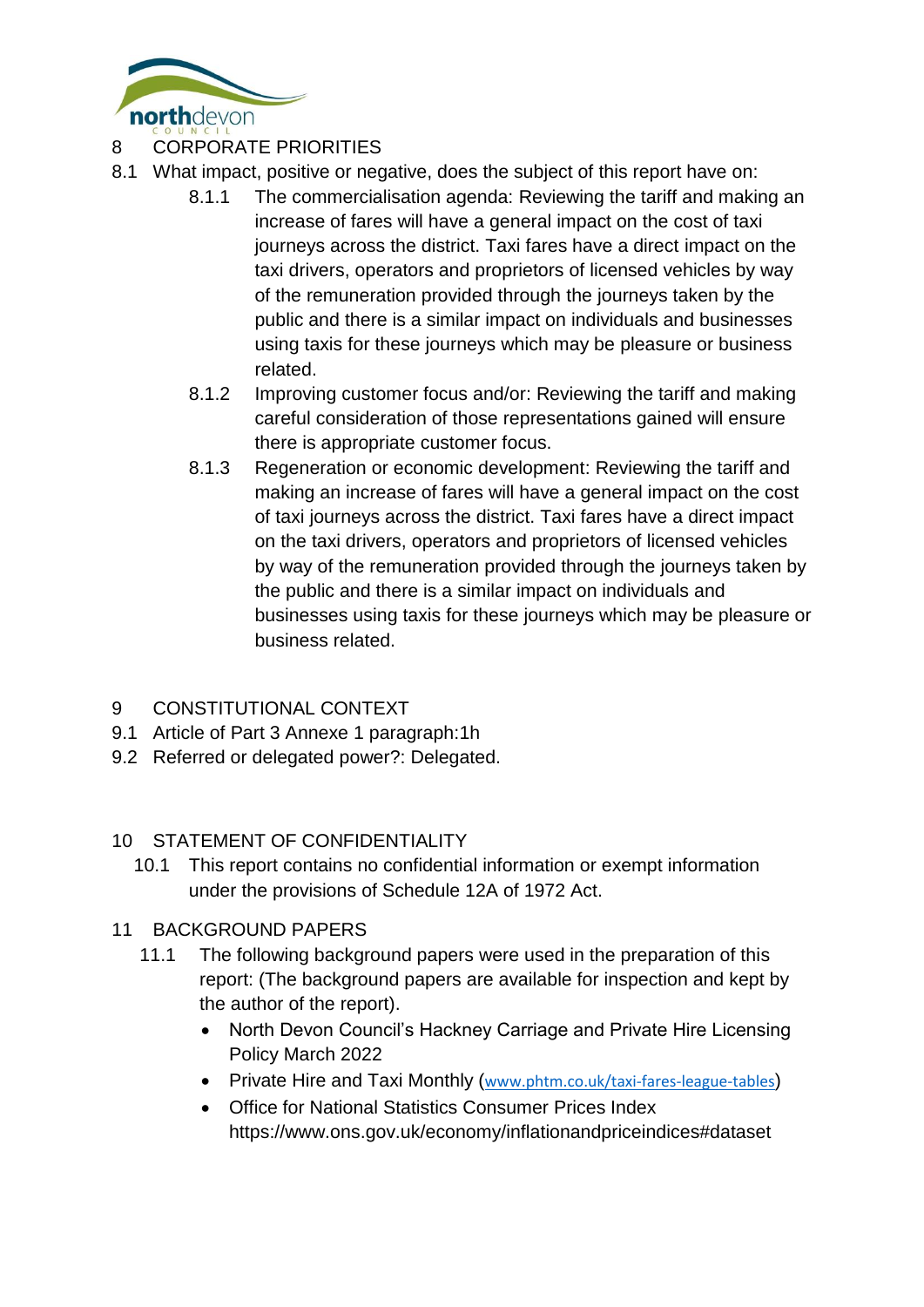## 8 CORPORATE PRIORITIES

8.1 What impact, positive or negative, does the subject of this report have on:

8.1.1 The commercialisation agenda: Reviewing the tariff and making an increase of fares will have a general impact on the cost of taxi journeys across the district. Taxi fares have a direct impact on the taxi drivers, operators and proprietors of licensed vehicles by way of the remuneration provided through the journeys taken by the public and there is a similar impact on individuals and businesses using taxis for these journeys which may be pleasure or business related.

8.1.2 Improving customer focus and/or: Reviewing the tariff and making careful consideration of those representations gained will ensure there is appropriate customer focus.

8.1.3 Regeneration or economic development: Reviewing the tariff and making an increase of fares will have a general impact on the cost of taxi journeys across the district. Taxi fares have a direct impact on the taxi drivers, operators and proprietors of licensed vehicles by way of the remuneration provided through the journeys taken by the public and there is a similar impact on individuals and businesses using taxis for these journeys which may be pleasure or business related.

## 9 CONSTITUTIONAL CONTEXT

9.1 Article of Part 3 Annexe 1 paragraph:1h

9.2 Referred or delegated power?: Delegated.

## 10 STATEMENT OF CONFIDENTIALITY

10.1 This report contains no confidential information or exempt information under the provisions of Schedule 12A of 1972 Act.

## 11 BACKGROUND PAPERS

11.1 The following background papers were used in the preparation of this report: (The background papers are available for inspection and kept by the author of the report).

- North Devon Council's Hackney Carriage and Private Hire Licensing Policy March 2022
- Private Hire and Taxi Monthly (www.phtm.co.uk/taxi-fares-league-tables)
- Office for National Statistics Consumer Prices Index https://www.ons.gov.uk/economy/inflationandpriceindices#dataset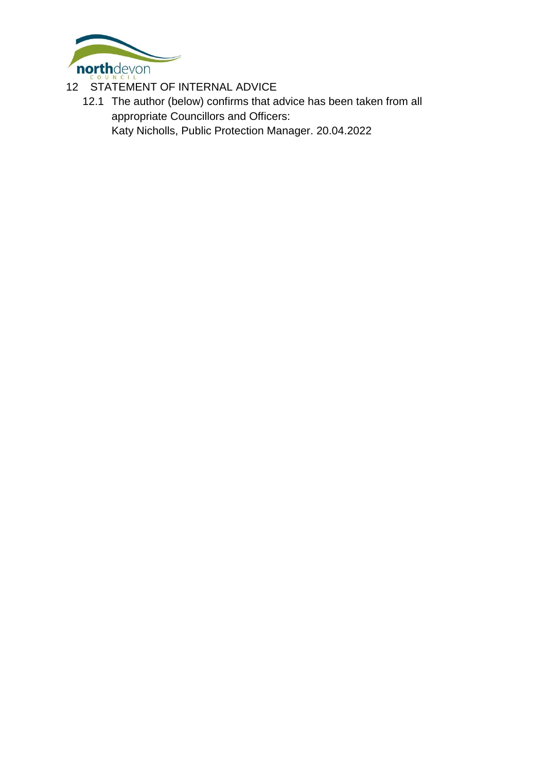## 12 STATEMENT OF INTERNAL ADVICE

12.1 The author (below) confirms that advice has been taken from all appropriate Councillors and Officers:

Katy Nicholls, Public Protection Manager. 20.04.2022